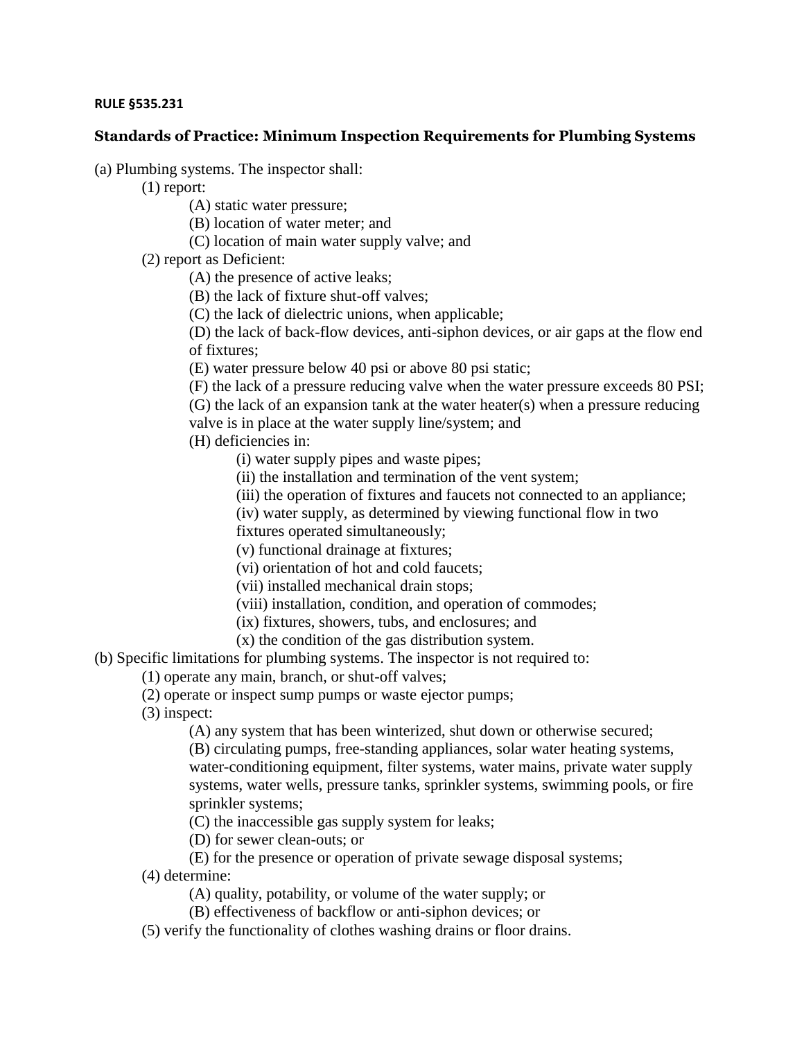**RULE §535.231**

## Standards of Practice: Minimum Inspection Requirements for Plumbing Systems

(a) Plumbing systems. The inspector shall:

- (1) report:
  - (A) static water pressure;
  - (B) location of water meter; and
  - (C) location of main water supply valve; and
- (2) report as Deficient:
  - (A) the presence of active leaks;
  - (B) the lack of fixture shut-off valves;
  - (C) the lack of dielectric unions, when applicable;
  - (D) the lack of back-flow devices, anti-siphon devices, or air gaps at the flow end of fixtures;
  - (E) water pressure below 40 psi or above 80 psi static;
  - (F) the lack of a pressure reducing valve when the water pressure exceeds 80 PSI;
  - (G) the lack of an expansion tank at the water heater(s) when a pressure reducing valve is in place at the water supply line/system; and
  - (H) deficiencies in:
    - (i) water supply pipes and waste pipes;
    - (ii) the installation and termination of the vent system;
    - (iii) the operation of fixtures and faucets not connected to an appliance;
    - (iv) water supply, as determined by viewing functional flow in two fixtures operated simultaneously;
    - (v) functional drainage at fixtures;
    - (vi) orientation of hot and cold faucets;
    - (vii) installed mechanical drain stops;
    - (viii) installation, condition, and operation of commodes;
    - (ix) fixtures, showers, tubs, and enclosures; and
    - (x) the condition of the gas distribution system.

(b) Specific limitations for plumbing systems. The inspector is not required to:

- (1) operate any main, branch, or shut-off valves;
- (2) operate or inspect sump pumps or waste ejector pumps;
- (3) inspect:
  - (A) any system that has been winterized, shut down or otherwise secured;
  - (B) circulating pumps, free-standing appliances, solar water heating systems, water-conditioning equipment, filter systems, water mains, private water supply systems, water wells, pressure tanks, sprinkler systems, swimming pools, or fire sprinkler systems;
  - (C) the inaccessible gas supply system for leaks;
  - (D) for sewer clean-outs; or
  - (E) for the presence or operation of private sewage disposal systems;
- (4) determine:
  - (A) quality, potability, or volume of the water supply; or
  - (B) effectiveness of backflow or anti-siphon devices; or
- (5) verify the functionality of clothes washing drains or floor drains.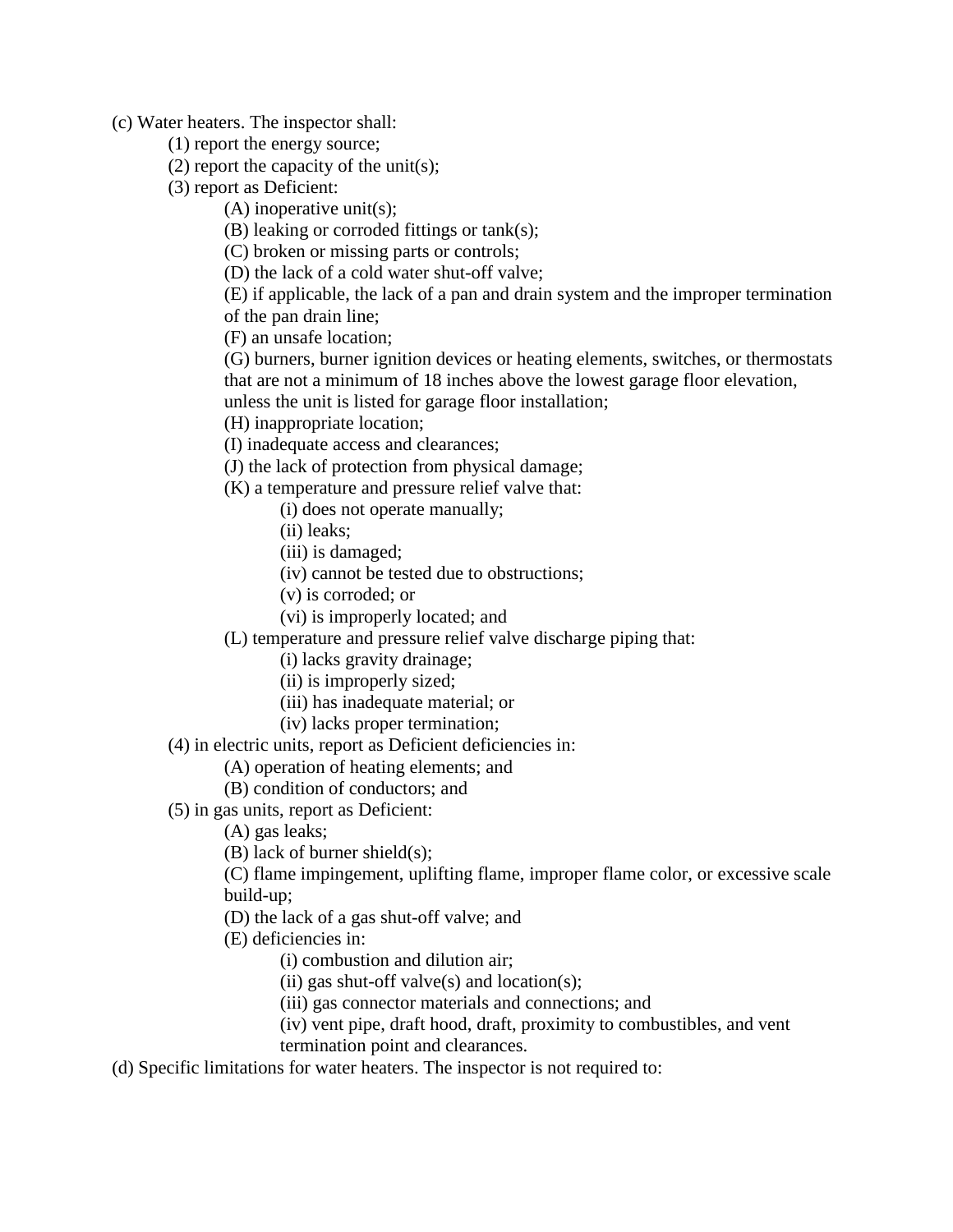(c) Water heaters. The inspector shall:

- (1) report the energy source;
- (2) report the capacity of the unit(s);
- (3) report as Deficient:
  - (A) inoperative unit(s);
  - (B) leaking or corroded fittings or tank(s);
  - (C) broken or missing parts or controls;
  - (D) the lack of a cold water shut-off valve;
  - (E) if applicable, the lack of a pan and drain system and the improper termination of the pan drain line;
  - (F) an unsafe location;
  - (G) burners, burner ignition devices or heating elements, switches, or thermostats that are not a minimum of 18 inches above the lowest garage floor elevation, unless the unit is listed for garage floor installation;
  - (H) inappropriate location;
  - (I) inadequate access and clearances;
  - (J) the lack of protection from physical damage;
  - (K) a temperature and pressure relief valve that:
    - (i) does not operate manually;
    - (ii) leaks;
    - (iii) is damaged;
    - (iv) cannot be tested due to obstructions;
    - (v) is corroded; or
    - (vi) is improperly located; and
  - (L) temperature and pressure relief valve discharge piping that:
    - (i) lacks gravity drainage;
    - (ii) is improperly sized;
    - (iii) has inadequate material; or
    - (iv) lacks proper termination;
- (4) in electric units, report as Deficient deficiencies in:
  - (A) operation of heating elements; and
  - (B) condition of conductors; and
- (5) in gas units, report as Deficient:
  - (A) gas leaks;
  - (B) lack of burner shield(s);
  - (C) flame impingement, uplifting flame, improper flame color, or excessive scale build-up;
  - (D) the lack of a gas shut-off valve; and
  - (E) deficiencies in:
    - (i) combustion and dilution air;
    - (ii) gas shut-off valve(s) and location(s);
    - (iii) gas connector materials and connections; and
    - (iv) vent pipe, draft hood, draft, proximity to combustibles, and vent termination point and clearances.

(d) Specific limitations for water heaters. The inspector is not required to: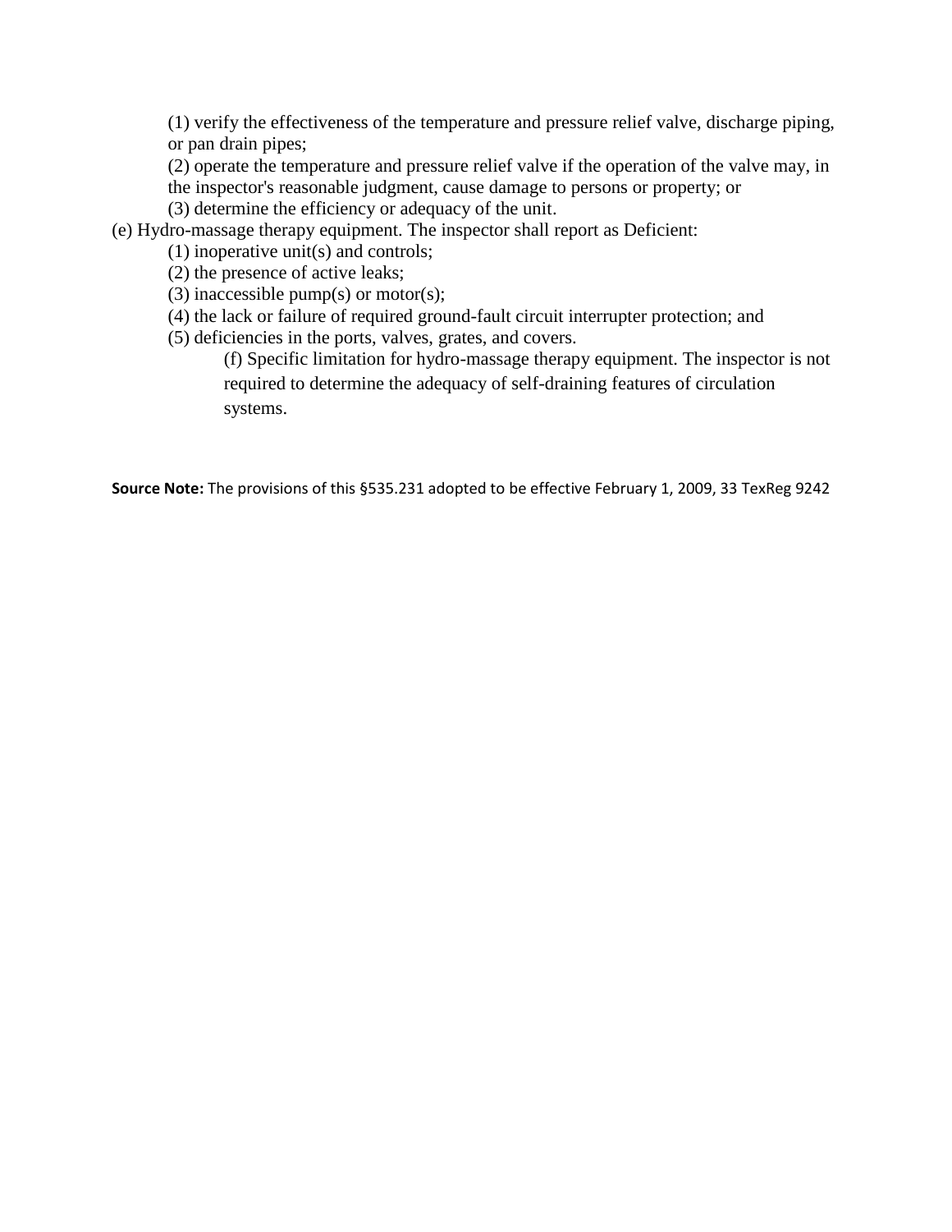(1) verify the effectiveness of the temperature and pressure relief valve, discharge piping, or pan drain pipes;

(2) operate the temperature and pressure relief valve if the operation of the valve may, in the inspector's reasonable judgment, cause damage to persons or property; or

(3) determine the efficiency or adequacy of the unit.

(e) Hydro-massage therapy equipment. The inspector shall report as Deficient:

(1) inoperative unit(s) and controls;

(2) the presence of active leaks;

(3) inaccessible pump(s) or motor(s);

(4) the lack or failure of required ground-fault circuit interrupter protection; and

(5) deficiencies in the ports, valves, grates, and covers.

(f) Specific limitation for hydro-massage therapy equipment. The inspector is not required to determine the adequacy of self-draining features of circulation systems.

**Source Note:** The provisions of this §535.231 adopted to be effective February 1, 2009, 33 TexReg 9242